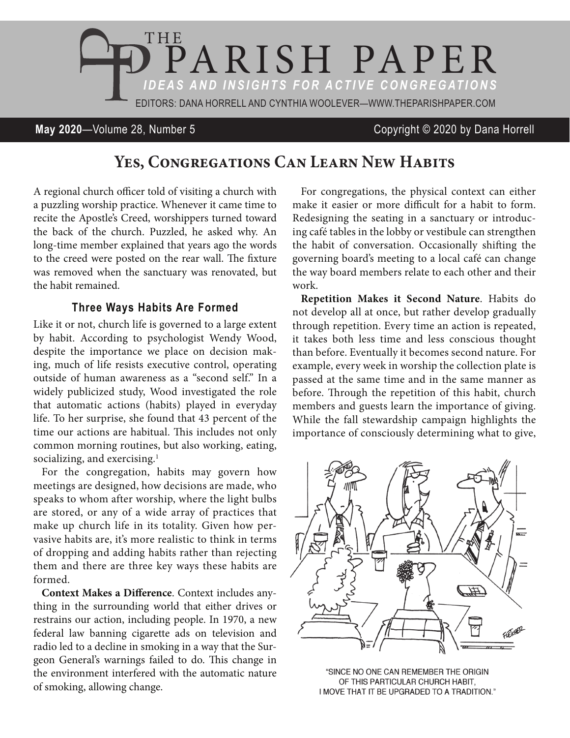# THE PARISH PAPER

*IDEAS AND INSIGHTS FOR ACTIVE CONGREGATIONS*

EDITORS: DANA HORRELL AND CYNTHIA WOOLEVER—WWW.THEPARISHPAPER.COM

**May 2020**—Volume 28, Number 5 Copyright © 2020 by Dana Horrell

## Yes, Congregations Can Learn New Habits

A regional church officer told of visiting a church with a puzzling worship practice. Whenever it came time to recite the Apostle's Creed, worshippers turned toward the back of the church. Puzzled, he asked why. An long-time member explained that years ago the words to the creed were posted on the rear wall. The fixture was removed when the sanctuary was renovated, but the habit remained.

### Three Ways Habits Are Formed

Like it or not, church life is governed to a large extent by habit. According to psychologist Wendy Wood, despite the importance we place on decision making, much of life resists executive control, operating outside of human awareness as a "second self." In a widely publicized study, Wood investigated the role that automatic actions (habits) played in everyday life. To her surprise, she found that 43 percent of the time our actions are habitual. This includes not only common morning routines, but also working, eating, socializing, and exercising.[1]

For the congregation, habits may govern how meetings are designed, how decisions are made, who speaks to whom after worship, where the light bulbs are stored, or any of a wide array of practices that make up church life in its totality. Given how pervasive habits are, it's more realistic to think in terms of dropping and adding habits rather than rejecting them and there are three key ways these habits are formed.

**Context Makes a Difference**. Context includes anything in the surrounding world that either drives or restrains our action, including people. In 1970, a new federal law banning cigarette ads on television and radio led to a decline in smoking in a way that the Surgeon General's warnings failed to do. This change in the environment interfered with the automatic nature of smoking, allowing change.

For congregations, the physical context can either make it easier or more difficult for a habit to form. Redesigning the seating in a sanctuary or introducing café tables in the lobby or vestibule can strengthen the habit of conversation. Occasionally shifting the governing board's meeting to a local café can change the way board members relate to each other and their work.

**Repetition Makes it Second Nature**. Habits do not develop all at once, but rather develop gradually through repetition. Every time an action is repeated, it takes both less time and less conscious thought than before. Eventually it becomes second nature. For example, every week in worship the collection plate is passed at the same time and in the same manner as before. Through the repetition of this habit, church members and guests learn the importance of giving. While the fall stewardship campaign highlights the importance of consciously determining what to give,

"SINCE NO ONE CAN REMEMBER THE ORIGIN OF THIS PARTICULAR CHURCH HABIT, I MOVE THAT IT BE UPGRADED TO A TRADITION."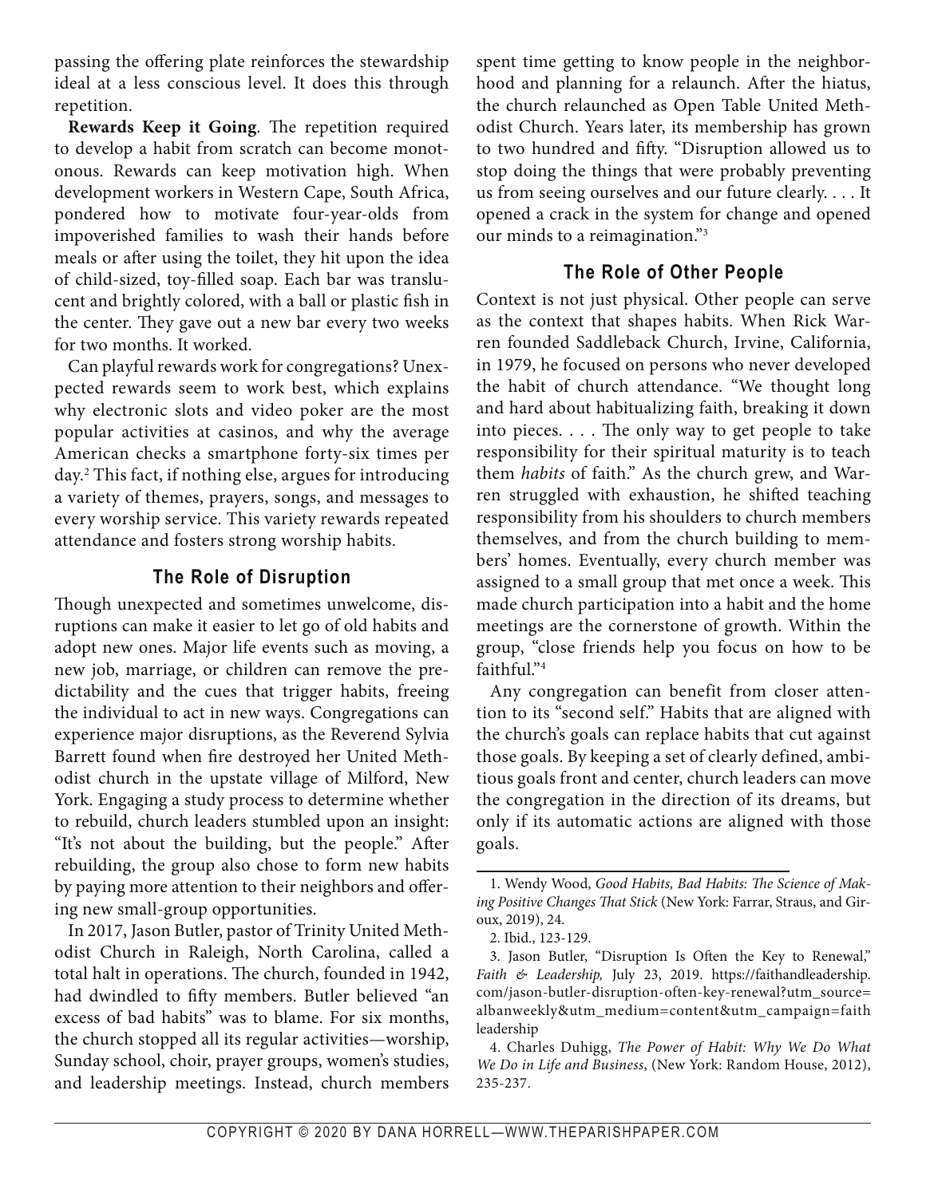passing the offering plate reinforces the stewardship ideal at a less conscious level. It does this through repetition.

**Rewards Keep it Going**. The repetition required to develop a habit from scratch can become monotonous. Rewards can keep motivation high. When development workers in Western Cape, South Africa, pondered how to motivate four-year-olds from impoverished families to wash their hands before meals or after using the toilet, they hit upon the idea of child-sized, toy-filled soap. Each bar was translucent and brightly colored, with a ball or plastic fish in the center. They gave out a new bar every two weeks for two months. It worked.

Can playful rewards work for congregations? Unexpected rewards seem to work best, which explains why electronic slots and video poker are the most popular activities at casinos, and why the average American checks a smartphone forty-six times per day.[2] This fact, if nothing else, argues for introducing a variety of themes, prayers, songs, and messages to every worship service. This variety rewards repeated attendance and fosters strong worship habits.

## The Role of Disruption

Though unexpected and sometimes unwelcome, disruptions can make it easier to let go of old habits and adopt new ones. Major life events such as moving, a new job, marriage, or children can remove the predictability and the cues that trigger habits, freeing the individual to act in new ways. Congregations can experience major disruptions, as the Reverend Sylvia Barrett found when fire destroyed her United Methodist church in the upstate village of Milford, New York. Engaging a study process to determine whether to rebuild, church leaders stumbled upon an insight: "It's not about the building, but the people." After rebuilding, the group also chose to form new habits by paying more attention to their neighbors and offering new small-group opportunities.

In 2017, Jason Butler, pastor of Trinity United Methodist Church in Raleigh, North Carolina, called a total halt in operations. The church, founded in 1942, had dwindled to fifty members. Butler believed "an excess of bad habits" was to blame. For six months, the church stopped all its regular activities—worship, Sunday school, choir, prayer groups, women's studies, and leadership meetings. Instead, church members spent time getting to know people in the neighborhood and planning for a relaunch. After the hiatus, the church relaunched as Open Table United Methodist Church. Years later, its membership has grown to two hundred and fifty. "Disruption allowed us to stop doing the things that were probably preventing us from seeing ourselves and our future clearly. . . . It opened a crack in the system for change and opened our minds to a reimagination."[3]

## The Role of Other People

Context is not just physical. Other people can serve as the context that shapes habits. When Rick Warren founded Saddleback Church, Irvine, California, in 1979, he focused on persons who never developed the habit of church attendance. "We thought long and hard about habitualizing faith, breaking it down into pieces. . . . The only way to get people to take responsibility for their spiritual maturity is to teach them *habits* of faith." As the church grew, and Warren struggled with exhaustion, he shifted teaching responsibility from his shoulders to church members themselves, and from the church building to members' homes. Eventually, every church member was assigned to a small group that met once a week. This made church participation into a habit and the home meetings are the cornerstone of growth. Within the group, "close friends help you focus on how to be faithful."[4]

Any congregation can benefit from closer attention to its "second self." Habits that are aligned with the church's goals can replace habits that cut against those goals. By keeping a set of clearly defined, ambitious goals front and center, church leaders can move the congregation in the direction of its dreams, but only if its automatic actions are aligned with those goals.

---

1. Wendy Wood, *Good Habits, Bad Habits: The Science of Making Positive Changes That Stick* (New York: Farrar, Straus, and Giroux, 2019), 24.

2. Ibid., 123-129.

3. Jason Butler, "Disruption Is Often the Key to Renewal," *Faith & Leadership,* July 23, 2019. https://faithandleadership.com/jason-butler-disruption-often-key-renewal?utm_source=albanweekly&utm_medium=content&utm_campaign=faithleadership

4. Charles Duhigg, *The Power of Habit: Why We Do What We Do in Life and Business*, (New York: Random House, 2012), 235-237.

COPYRIGHT © 2020 BY DANA HORRELL—WWW.THEPARISHPAPER.COM